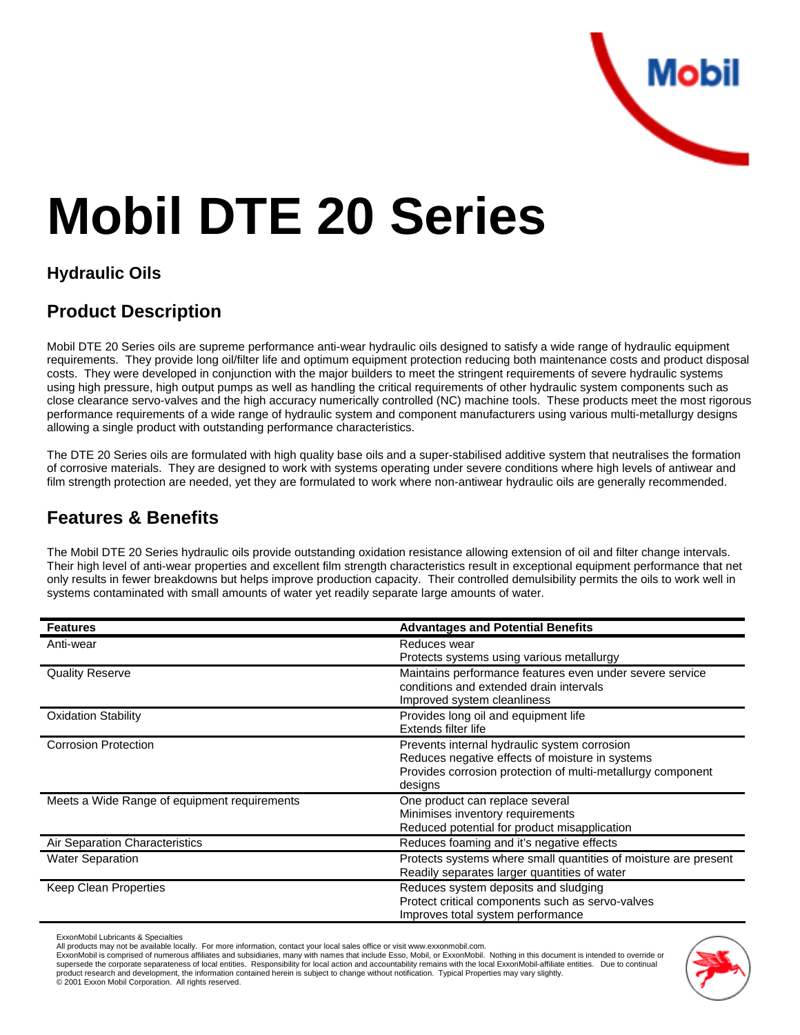# Mobil DTE 20 Series

## Hydraulic Oils

## Product Description

Mobil DTE 20 Series oils are supreme performance anti-wear hydraulic oils designed to satisfy a wide range of hydraulic equipment requirements. They provide long oil/filter life and optimum equipment protection reducing both maintenance costs and product disposal costs. They were developed in conjunction with the major builders to meet the stringent requirements of severe hydraulic systems using high pressure, high output pumps as well as handling the critical requirements of other hydraulic system components such as close clearance servo-valves and the high accuracy numerically controlled (NC) machine tools. These products meet the most rigorous performance requirements of a wide range of hydraulic system and component manufacturers using various multi-metallurgy designs allowing a single product with outstanding performance characteristics.

The DTE 20 Series oils are formulated with high quality base oils and a super-stabilised additive system that neutralises the formation of corrosive materials. They are designed to work with systems operating under severe conditions where high levels of antiwear and film strength protection are needed, yet they are formulated to work where non-antiwear hydraulic oils are generally recommended.

## Features & Benefits

The Mobil DTE 20 Series hydraulic oils provide outstanding oxidation resistance allowing extension of oil and filter change intervals. Their high level of anti-wear properties and excellent film strength characteristics result in exceptional equipment performance that net only results in fewer breakdowns but helps improve production capacity. Their controlled demulsibility permits the oils to work well in systems contaminated with small amounts of water yet readily separate large amounts of water.

| Features | Advantages and Potential Benefits |
|---|---|
| Anti-wear | Reduces wear<br>Protects systems using various metallurgy |
| Quality Reserve | Maintains performance features even under severe service conditions and extended drain intervals<br>Improved system cleanliness |
| Oxidation Stability | Provides long oil and equipment life<br>Extends filter life |
| Corrosion Protection | Prevents internal hydraulic system corrosion<br>Reduces negative effects of moisture in systems<br>Provides corrosion protection of multi-metallurgy component designs |
| Meets a Wide Range of equipment requirements | One product can replace several<br>Minimises inventory requirements<br>Reduced potential for product misapplication |
| Air Separation Characteristics | Reduces foaming and it's negative effects |
| Water Separation | Protects systems where small quantities of moisture are present<br>Readily separates larger quantities of water |
| Keep Clean Properties | Reduces system deposits and sludging<br>Protect critical components such as servo-valves<br>Improves total system performance |

ExxonMobil Lubricants & Specialties
All products may not be available locally. For more information, contact your local sales office or visit www.exxonmobil.com.
ExxonMobil is comprised of numerous affiliates and subsidiaries, many with names that include Esso, Mobil, or ExxonMobil. Nothing in this document is intended to override or supersede the corporate separateness of local entities. Responsibility for local action and accountability remains with the local ExxonMobil-affiliate entities. Due to continual product research and development, the information contained herein is subject to change without notification. Typical Properties may vary slightly.
© 2001 Exxon Mobil Corporation. All rights reserved.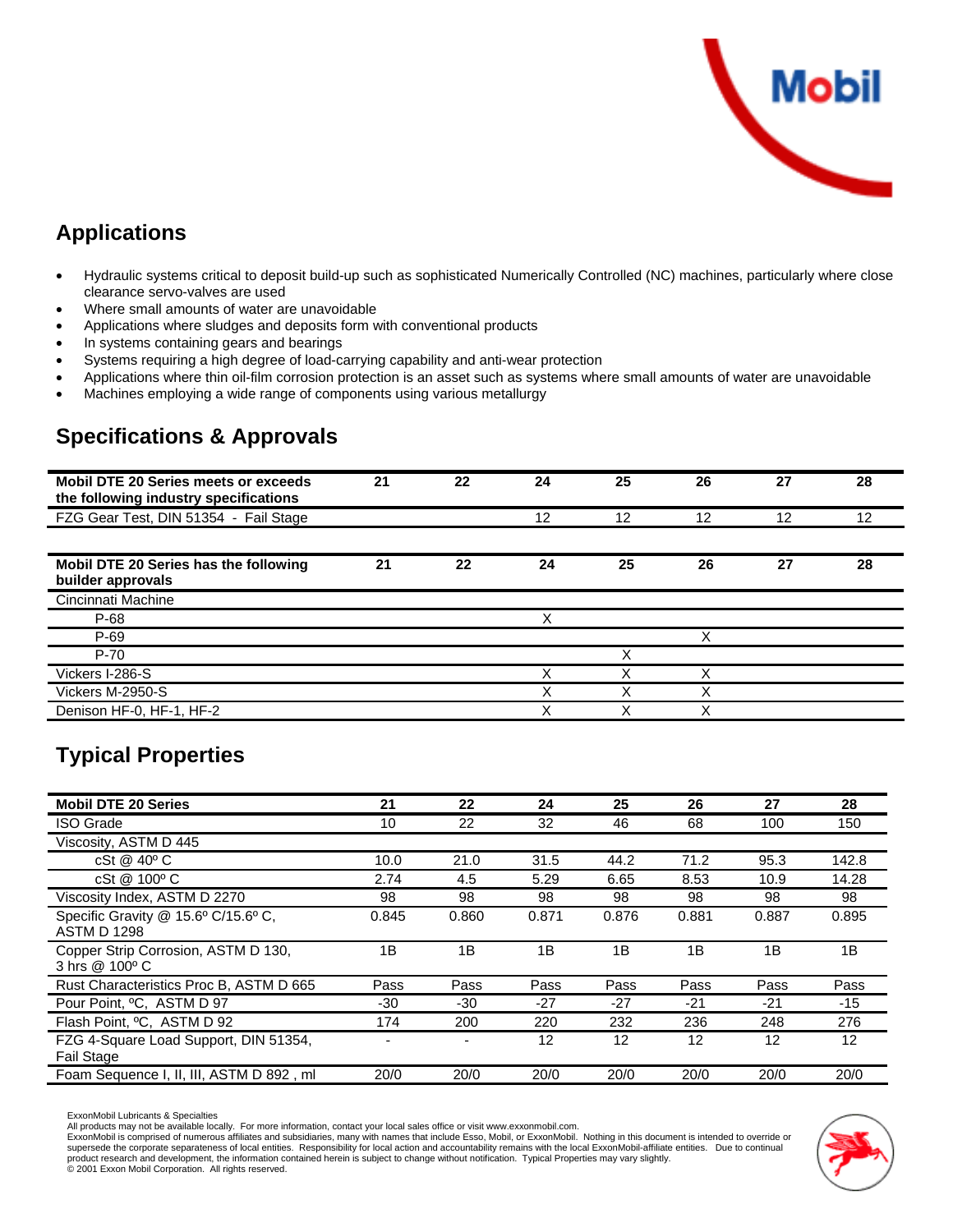## Applications

- Hydraulic systems critical to deposit build-up such as sophisticated Numerically Controlled (NC) machines, particularly where close clearance servo-valves are used
- Where small amounts of water are unavoidable
- Applications where sludges and deposits form with conventional products
- In systems containing gears and bearings
- Systems requiring a high degree of load-carrying capability and anti-wear protection
- Applications where thin oil-film corrosion protection is an asset such as systems where small amounts of water are unavoidable
- Machines employing a wide range of components using various metallurgy

## Specifications & Approvals

| Mobil DTE 20 Series meets or exceeds the following industry specifications | 21 | 22 | 24 | 25 | 26 | 27 | 28 |
|---|---|---|---|---|---|---|---|
| FZG Gear Test, DIN 51354 - Fail Stage | | | 12 | 12 | 12 | 12 | 12 |

| Mobil DTE 20 Series has the following builder approvals | 21 | 22 | 24 | 25 | 26 | 27 | 28 |
|---|---|---|---|---|---|---|---|
| Cincinnati Machine | | | | | | | |
| P-68 | | | X | | | | |
| P-69 | | | | | X | | |
| P-70 | | | | X | | | |
| Vickers I-286-S | | | X | X | X | | |
| Vickers M-2950-S | | | X | X | X | | |
| Denison HF-0, HF-1, HF-2 | | | X | X | X | | |

## Typical Properties

| Mobil DTE 20 Series | 21 | 22 | 24 | 25 | 26 | 27 | 28 |
|---|---|---|---|---|---|---|---|
| ISO Grade | 10 | 22 | 32 | 46 | 68 | 100 | 150 |
| Viscosity, ASTM D 445 | | | | | | | |
| cSt @ 40º C | 10.0 | 21.0 | 31.5 | 44.2 | 71.2 | 95.3 | 142.8 |
| cSt @ 100º C | 2.74 | 4.5 | 5.29 | 6.65 | 8.53 | 10.9 | 14.28 |
| Viscosity Index, ASTM D 2270 | 98 | 98 | 98 | 98 | 98 | 98 | 98 |
| Specific Gravity @ 15.6º C/15.6º C, ASTM D 1298 | 0.845 | 0.860 | 0.871 | 0.876 | 0.881 | 0.887 | 0.895 |
| Copper Strip Corrosion, ASTM D 130, 3 hrs @ 100º C | 1B | 1B | 1B | 1B | 1B | 1B | 1B |
| Rust Characteristics Proc B, ASTM D 665 | Pass | Pass | Pass | Pass | Pass | Pass | Pass |
| Pour Point, ºC, ASTM D 97 | -30 | -30 | -27 | -27 | -21 | -21 | -15 |
| Flash Point, ºC, ASTM D 92 | 174 | 200 | 220 | 232 | 236 | 248 | 276 |
| FZG 4-Square Load Support, DIN 51354, Fail Stage | - | - | 12 | 12 | 12 | 12 | 12 |
| Foam Sequence I, II, III, ASTM D 892 , ml | 20/0 | 20/0 | 20/0 | 20/0 | 20/0 | 20/0 | 20/0 |

ExxonMobil Lubricants & Specialties
All products may not be available locally. For more information, contact your local sales office or visit www.exxonmobil.com.
ExxonMobil is comprised of numerous affiliates and subsidiaries, many with names that include Esso, Mobil, or ExxonMobil. Nothing in this document is intended to override or supersede the corporate separateness of local entities. Responsibility for local action and accountability remains with the local ExxonMobil-affiliate entities. Due to continual product research and development, the information contained herein is subject to change without notification. Typical Properties may vary slightly.
© 2001 Exxon Mobil Corporation. All rights reserved.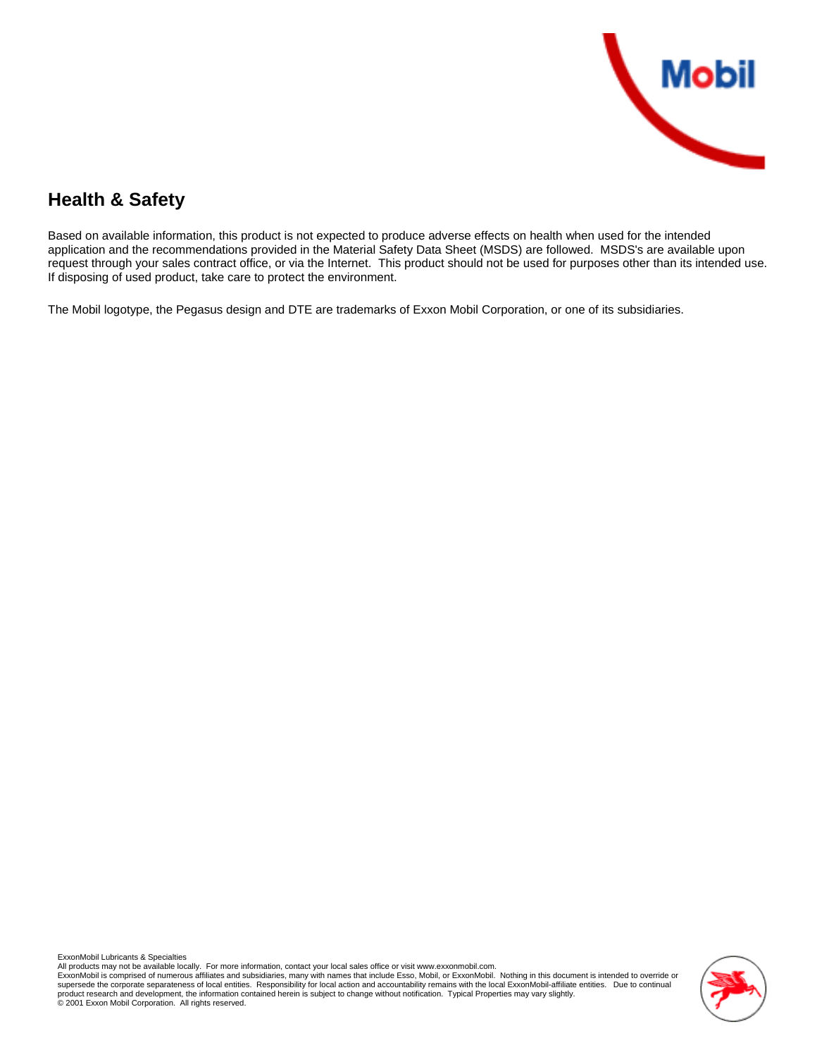## Health & Safety

Based on available information, this product is not expected to produce adverse effects on health when used for the intended application and the recommendations provided in the Material Safety Data Sheet (MSDS) are followed. MSDS's are available upon request through your sales contract office, or via the Internet. This product should not be used for purposes other than its intended use. If disposing of used product, take care to protect the environment.

The Mobil logotype, the Pegasus design and DTE are trademarks of Exxon Mobil Corporation, or one of its subsidiaries.

ExxonMobil Lubricants & Specialties
All products may not be available locally. For more information, contact your local sales office or visit www.exxonmobil.com.
ExxonMobil is comprised of numerous affiliates and subsidiaries, many with names that include Esso, Mobil, or ExxonMobil. Nothing in this document is intended to override or supersede the corporate separateness of local entities. Responsibility for local action and accountability remains with the local ExxonMobil-affiliate entities. Due to continual product research and development, the information contained herein is subject to change without notification. Typical Properties may vary slightly.
© 2001 Exxon Mobil Corporation. All rights reserved.